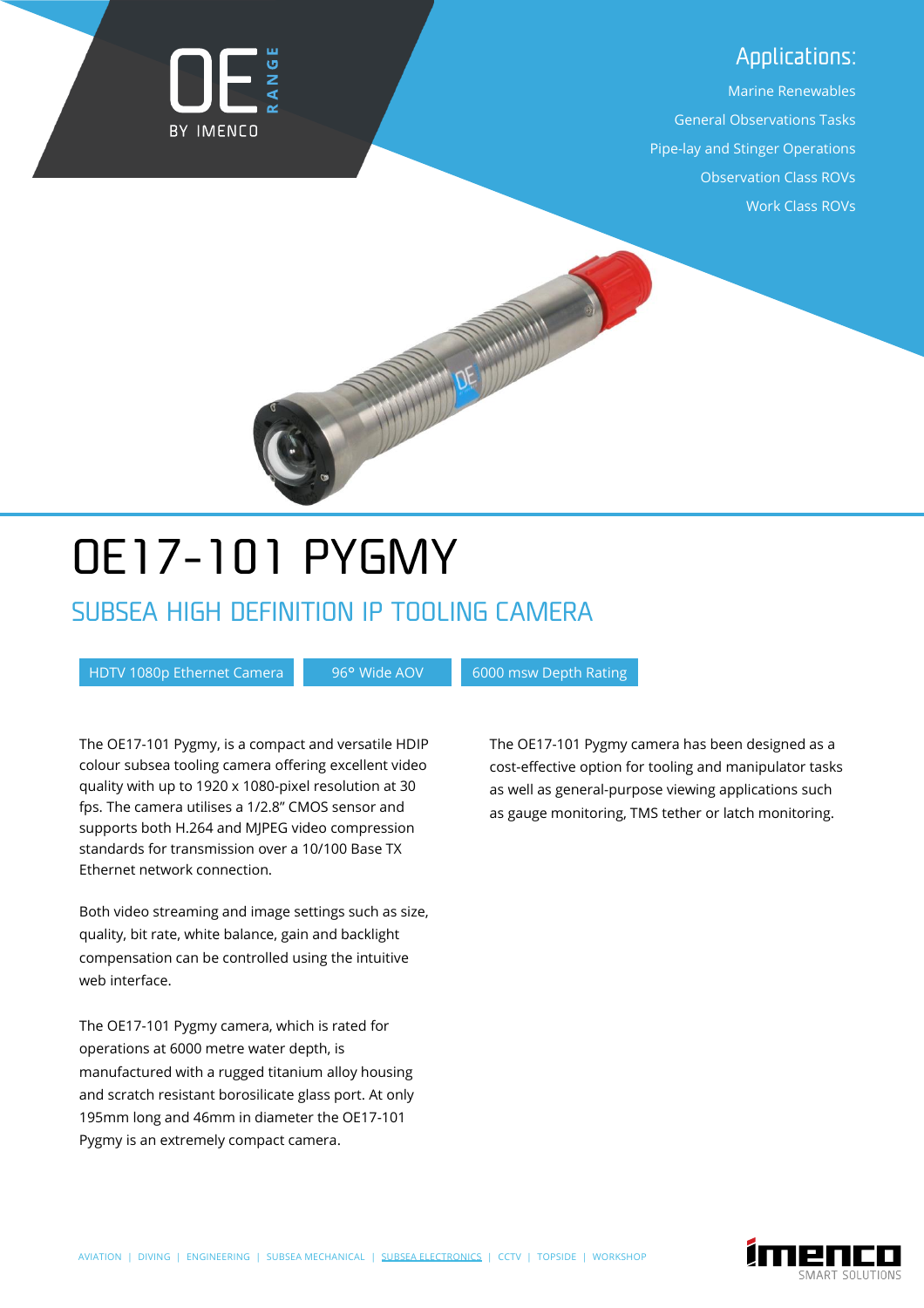OE RANGE BY IMENCO

## Applications:

Marine Renewables

General Observations Tasks

Pipe-lay and Stinger Operations

Observation Class ROVs

Work Class ROVs

# OE17-101 PYGMY

## SUBSEA HIGH DEFINITION IP TOOLING CAMERA

HDTV 1080p Ethernet Camera | 96° Wide AOV | 6000 msw Depth Rating

The OE17-101 Pygmy, is a compact and versatile HDIP colour subsea tooling camera offering excellent video quality with up to 1920 x 1080-pixel resolution at 30 fps. The camera utilises a 1/2.8" CMOS sensor and supports both H.264 and MJPEG video compression standards for transmission over a 10/100 Base TX Ethernet network connection.

Both video streaming and image settings such as size, quality, bit rate, white balance, gain and backlight compensation can be controlled using the intuitive web interface.

The OE17-101 Pygmy camera, which is rated for operations at 6000 metre water depth, is manufactured with a rugged titanium alloy housing and scratch resistant borosilicate glass port. At only 195mm long and 46mm in diameter the OE17-101 Pygmy is an extremely compact camera.

The OE17-101 Pygmy camera has been designed as a cost-effective option for tooling and manipulator tasks as well as general-purpose viewing applications such as gauge monitoring, TMS tether or latch monitoring.

AVIATION | DIVING | ENGINEERING | SUBSEA MECHANICAL | SUBSEA ELECTRONICS | CCTV | TOPSIDE | WORKSHOP

imenco SMART SOLUTIONS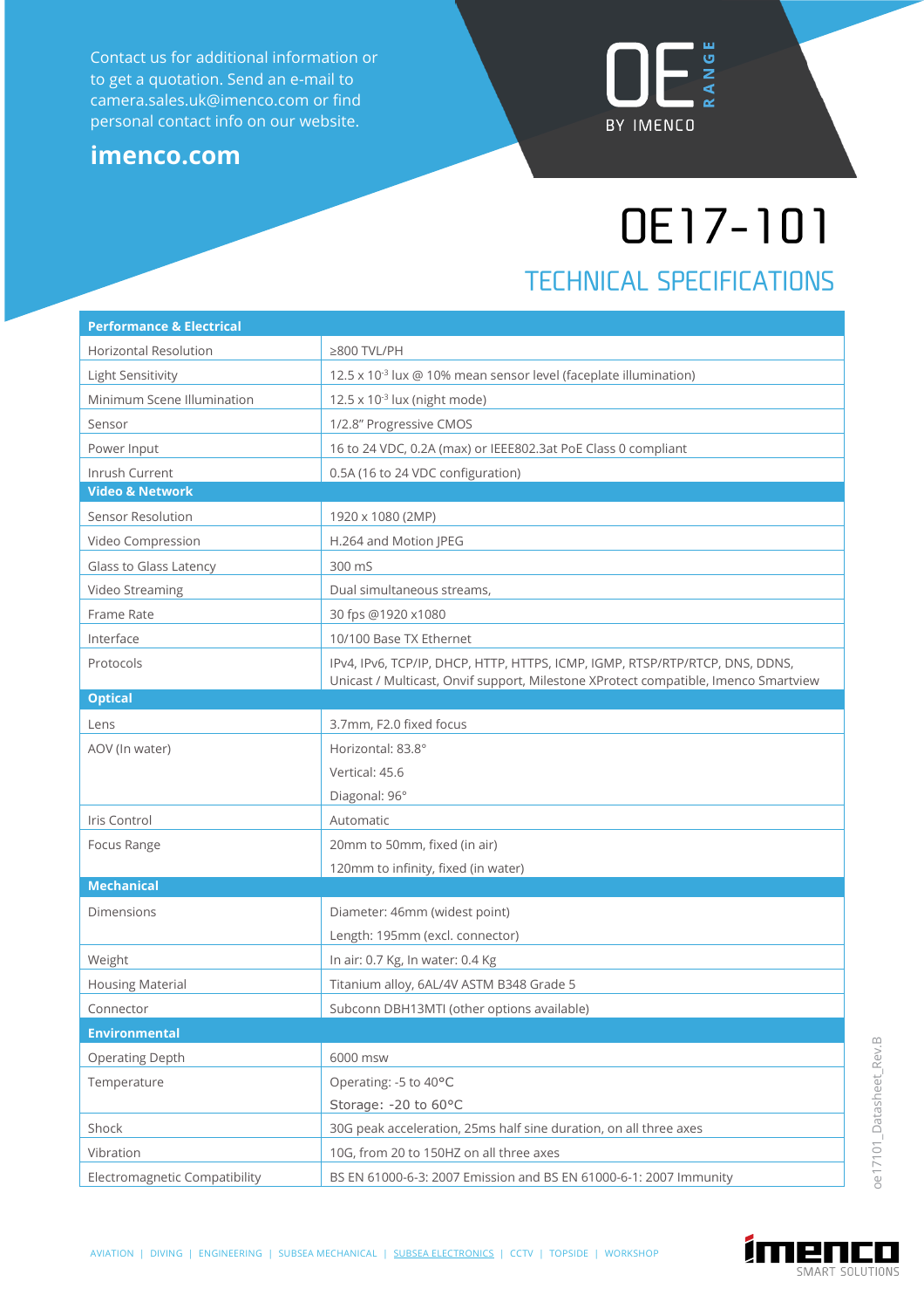Contact us for additional information or to get a quotation. Send an e-mail to camera.sales.uk@imenco.com or find personal contact info on our website.

**imenco.com**

OE RANGE BY IMENCO

# OE17-101

## TECHNICAL SPECIFICATIONS

| | |
|---|---|
| **Performance & Electrical** | |
| Horizontal Resolution | ≥800 TVL/PH |
| Light Sensitivity | 12.5 x $10^{-3}$ lux @ 10% mean sensor level (faceplate illumination) |
| Minimum Scene Illumination | 12.5 x $10^{-3}$ lux (night mode) |
| Sensor | 1/2.8" Progressive CMOS |
| Power Input | 16 to 24 VDC, 0.2A (max) or IEEE802.3at PoE Class 0 compliant |
| Inrush Current | 0.5A (16 to 24 VDC configuration) |
| **Video & Network** | |
| Sensor Resolution | 1920 x 1080 (2MP) |
| Video Compression | H.264 and Motion JPEG |
| Glass to Glass Latency | 300 mS |
| Video Streaming | Dual simultaneous streams, |
| Frame Rate | 30 fps @1920 x1080 |
| Interface | 10/100 Base TX Ethernet |
| Protocols | IPv4, IPv6, TCP/IP, DHCP, HTTP, HTTPS, ICMP, IGMP, RTSP/RTP/RTCP, DNS, DDNS, Unicast / Multicast, Onvif support, Milestone XProtect compatible, Imenco Smartview |
| **Optical** | |
| Lens | 3.7mm, F2.0 fixed focus |
| AOV (In water) | Horizontal: 83.8°<br>Vertical: 45.6<br>Diagonal: 96° |
| Iris Control | Automatic |
| Focus Range | 20mm to 50mm, fixed (in air)<br>120mm to infinity, fixed (in water) |
| **Mechanical** | |
| Dimensions | Diameter: 46mm (widest point)<br>Length: 195mm (excl. connector) |
| Weight | In air: 0.7 Kg, In water: 0.4 Kg |
| Housing Material | Titanium alloy, 6AL/4V ASTM B348 Grade 5 |
| Connector | Subconn DBH13MTI (other options available) |
| **Environmental** | |
| Operating Depth | 6000 msw |
| Temperature | Operating: -5 to 40°C<br>Storage: -20 to 60°C |
| Shock | 30G peak acceleration, 25ms half sine duration, on all three axes |
| Vibration | 10G, from 20 to 150HZ on all three axes |
| Electromagnetic Compatibility | BS EN 61000-6-3: 2007 Emission and BS EN 61000-6-1: 2007 Immunity |

oe17101_Datasheet_Rev.B

AVIATION | DIVING | ENGINEERING | SUBSEA MECHANICAL | SUBSEA ELECTRONICS | CCTV | TOPSIDE | WORKSHOP

imenco SMART SOLUTIONS